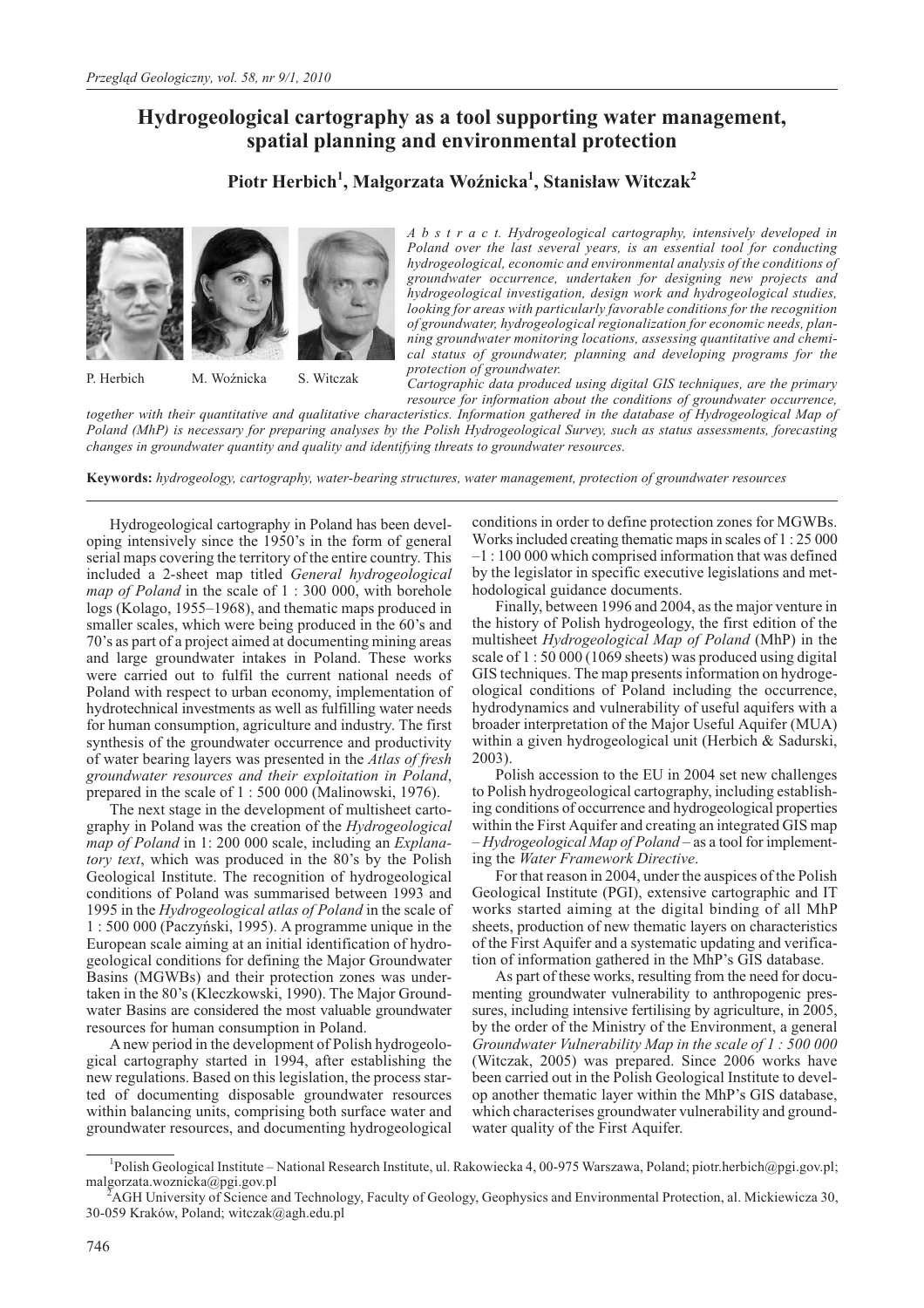# Hydrogeological cartography as a tool supporting water management, spatial planning and environmental protection

**Piotr Herbich[1], Małgorzata Woźnicka[1], Stanisław Witczak[2]**

P. Herbich M. Woźnicka S. Witczak

*A b s t r a c t. Hydrogeological cartography, intensively developed in Poland over the last several years, is an essential tool for conducting hydrogeological, economic and environmental analysis of the conditions of groundwater occurrence, undertaken for designing new projects and hydrogeological investigation, design work and hydrogeological studies, looking for areas with particularly favorable conditions for the recognition of groundwater, hydrogeological regionalization for economic needs, planning groundwater monitoring locations, assessing quantitative and chemical status of groundwater, planning and developing programs for the protection of groundwater.*

*Cartographic data produced using digital GIS techniques, are the primary resource for information about the conditions of groundwater occurrence, together with their quantitative and qualitative characteristics. Information gathered in the database of Hydrogeological Map of Poland (MhP) is necessary for preparing analyses by the Polish Hydrogeological Survey, such as status assessments, forecasting changes in groundwater quantity and quality and identifying threats to groundwater resources.*

**Keywords:** *hydrogeology, cartography, water-bearing structures, water management, protection of groundwater resources*

Hydrogeological cartography in Poland has been developing intensively since the 1950's in the form of general serial maps covering the territory of the entire country. This included a 2-sheet map titled *General hydrogeological map of Poland* in the scale of 1 : 300 000, with borehole logs (Kolago, 1955–1968), and thematic maps produced in smaller scales, which were being produced in the 60's and 70's as part of a project aimed at documenting mining areas and large groundwater intakes in Poland. These works were carried out to fulfil the current national needs of Poland with respect to urban economy, implementation of hydrotechnical investments as well as fulfilling water needs for human consumption, agriculture and industry. The first synthesis of the groundwater occurrence and productivity of water bearing layers was presented in the *Atlas of fresh groundwater resources and their exploitation in Poland*, prepared in the scale of 1 : 500 000 (Malinowski, 1976).

The next stage in the development of multisheet cartography in Poland was the creation of the *Hydrogeological map of Poland* in 1: 200 000 scale, including an *Explanatory text*, which was produced in the 80's by the Polish Geological Institute. The recognition of hydrogeological conditions of Poland was summarised between 1993 and 1995 in the *Hydrogeological atlas of Poland* in the scale of 1 : 500 000 (Paczyński, 1995). A programme unique in the European scale aiming at an initial identification of hydrogeological conditions for defining the Major Groundwater Basins (MGWBs) and their protection zones was undertaken in the 80's (Kleczkowski, 1990). The Major Groundwater Basins are considered the most valuable groundwater resources for human consumption in Poland.

A new period in the development of Polish hydrogeological cartography started in 1994, after establishing the new regulations. Based on this legislation, the process started of documenting disposable groundwater resources within balancing units, comprising both surface water and groundwater resources, and documenting hydrogeological conditions in order to define protection zones for MGWBs. Works included creating thematic maps in scales of 1 : 25 000 –1 : 100 000 which comprised information that was defined by the legislator in specific executive legislations and methodological guidance documents.

Finally, between 1996 and 2004, as the major venture in the history of Polish hydrogeology, the first edition of the multisheet *Hydrogeological Map of Poland* (MhP) in the scale of 1 : 50 000 (1069 sheets) was produced using digital GIS techniques. The map presents information on hydrogeological conditions of Poland including the occurrence, hydrodynamics and vulnerability of useful aquifers with a broader interpretation of the Major Useful Aquifer (MUA) within a given hydrogeological unit (Herbich & Sadurski, 2003).

Polish accession to the EU in 2004 set new challenges to Polish hydrogeological cartography, including establishing conditions of occurrence and hydrogeological properties within the First Aquifer and creating an integrated GIS map – *Hydrogeological Map of Poland* – as a tool for implementing the *Water Framework Directive*.

For that reason in 2004, under the auspices of the Polish Geological Institute (PGI), extensive cartographic and IT works started aiming at the digital binding of all MhP sheets, production of new thematic layers on characteristics of the First Aquifer and a systematic updating and verification of information gathered in the MhP's GIS database.

As part of these works, resulting from the need for documenting groundwater vulnerability to anthropogenic pressures, including intensive fertilising by agriculture, in 2005, by the order of the Ministry of the Environment, a general *Groundwater Vulnerability Map in the scale of 1 : 500 000* (Witczak, 2005) was prepared. Since 2006 works have been carried out in the Polish Geological Institute to develop another thematic layer within the MhP's GIS database, which characterises groundwater vulnerability and groundwater quality of the First Aquifer.

[1]Polish Geological Institute – National Research Institute, ul. Rakowiecka 4, 00-975 Warszawa, Poland; piotr.herbich@pgi.gov.pl; malgorzata.woznicka@pgi.gov.pl

[2]AGH University of Science and Technology, Faculty of Geology, Geophysics and Environmental Protection, al. Mickiewicza 30, 30-059 Kraków, Poland; witczak@agh.edu.pl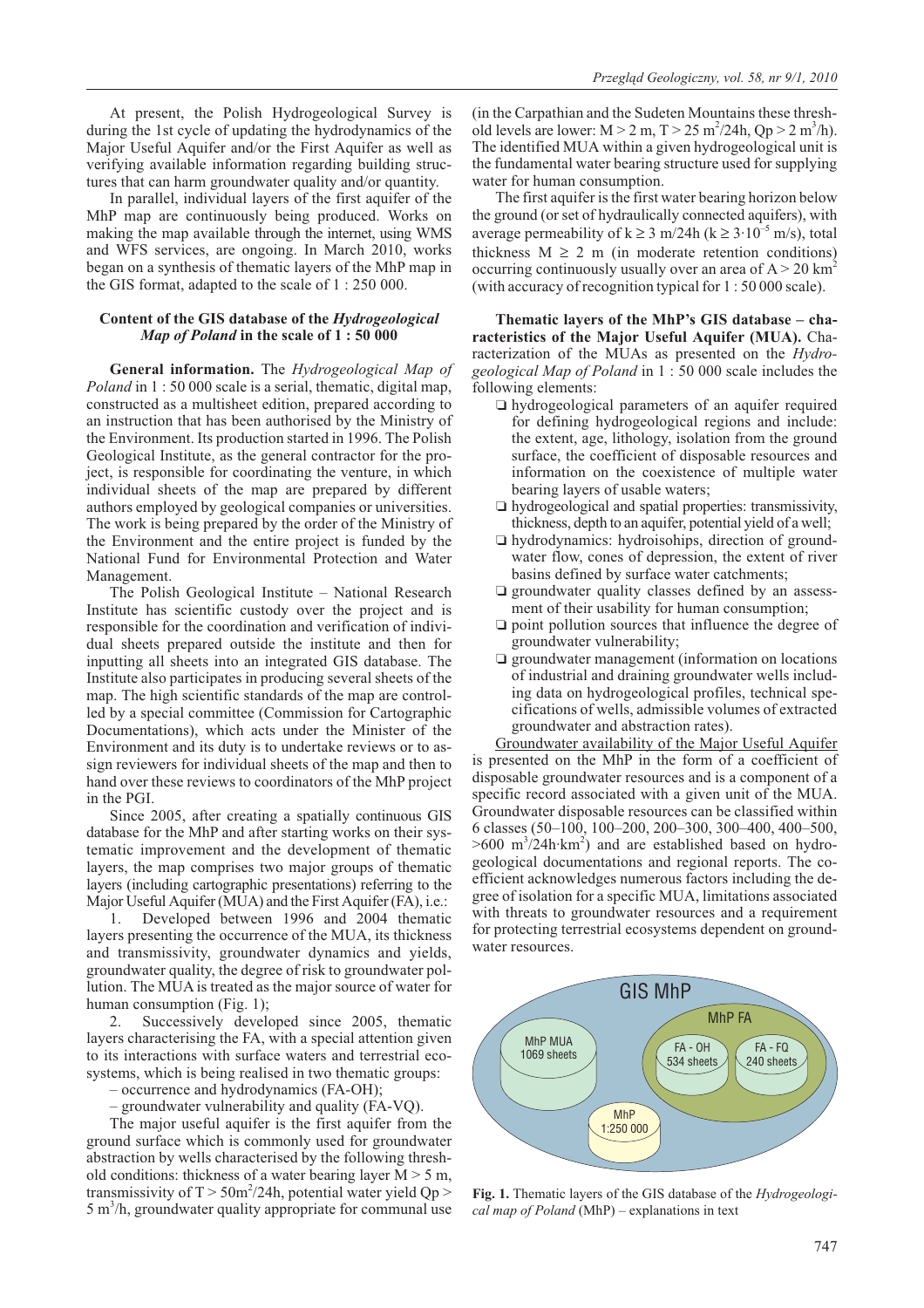At present, the Polish Hydrogeological Survey is during the 1st cycle of updating the hydrodynamics of the Major Useful Aquifer and/or the First Aquifer as well as verifying available information regarding building structures that can harm groundwater quality and/or quantity.

In parallel, individual layers of the first aquifer of the MhP map are continuously being produced. Works on making the map available through the internet, using WMS and WFS services, are ongoing. In March 2010, works began on a synthesis of thematic layers of the MhP map in the GIS format, adapted to the scale of 1 : 250 000.

### Content of the GIS database of the *Hydrogeological Map of Poland* in the scale of 1 : 50 000

**General information.** The *Hydrogeological Map of Poland* in 1 : 50 000 scale is a serial, thematic, digital map, constructed as a multisheet edition, prepared according to an instruction that has been authorised by the Ministry of the Environment. Its production started in 1996. The Polish Geological Institute, as the general contractor for the project, is responsible for coordinating the venture, in which individual sheets of the map are prepared by different authors employed by geological companies or universities. The work is being prepared by the order of the Ministry of the Environment and the entire project is funded by the National Fund for Environmental Protection and Water Management.

The Polish Geological Institute – National Research Institute has scientific custody over the project and is responsible for the coordination and verification of individual sheets prepared outside the institute and then for inputting all sheets into an integrated GIS database. The Institute also participates in producing several sheets of the map. The high scientific standards of the map are controlled by a special committee (Commission for Cartographic Documentations), which acts under the Minister of the Environment and its duty is to undertake reviews or to assign reviewers for individual sheets of the map and then to hand over these reviews to coordinators of the MhP project in the PGI.

Since 2005, after creating a spatially continuous GIS database for the MhP and after starting works on their systematic improvement and the development of thematic layers, the map comprises two major groups of thematic layers (including cartographic presentations) referring to the Major Useful Aquifer (MUA) and the First Aquifer (FA), i.e.:

1. Developed between 1996 and 2004 thematic layers presenting the occurrence of the MUA, its thickness and transmissivity, groundwater dynamics and yields, groundwater quality, the degree of risk to groundwater pollution. The MUA is treated as the major source of water for human consumption (Fig. 1);
2. Successively developed since 2005, thematic layers characterising the FA, with a special attention given to its interactions with surface waters and terrestrial ecosystems, which is being realised in two thematic groups:
   – occurrence and hydrodynamics (FA-OH);
   – groundwater vulnerability and quality (FA-VQ).

The major useful aquifer is the first aquifer from the ground surface which is commonly used for groundwater abstraction by wells characterised by the following threshold conditions: thickness of a water bearing layer $M > 5$ m, transmissivity of $T > 50m^2/24h$, potential water yield $Qp > 5\ m^3/h$, groundwater quality appropriate for communal use (in the Carpathian and the Sudeten Mountains these threshold levels are lower: $M > 2$ m, $T > 25\ m^2/24h$, $Qp > 2\ m^3/h$). The identified MUA within a given hydrogeological unit is the fundamental water bearing structure used for supplying water for human consumption.

The first aquifer is the first water bearing horizon below the ground (or set of hydraulically connected aquifers), with average permeability of $k \geq 3$ m/24h ($k \geq 3 \cdot 10^{-5}$ m/s), total thickness $M \geq 2$ m (in moderate retention conditions) occurring continuously usually over an area of $A > 20\ km^2$ (with accuracy of recognition typical for 1 : 50 000 scale).

**Thematic layers of the MhP's GIS database – characteristics of the Major Useful Aquifer (MUA).** Characterization of the MUAs as presented on the *Hydrogeological Map of Poland* in 1 : 50 000 scale includes the following elements:

- hydrogeological parameters of an aquifer required for defining hydrogeological regions and include: the extent, age, lithology, isolation from the ground surface, the coefficient of disposable resources and information on the coexistence of multiple water bearing layers of usable waters;
- hydrogeological and spatial properties: transmissivity, thickness, depth to an aquifer, potential yield of a well;
- hydrodynamics: hydroisohips, direction of groundwater flow, cones of depression, the extent of river basins defined by surface water catchments;
- groundwater quality classes defined by an assessment of their usability for human consumption;
- point pollution sources that influence the degree of groundwater vulnerability;
- groundwater management (information on locations of industrial and draining groundwater wells including data on hydrogeological profiles, technical specifications of wells, admissible volumes of extracted groundwater and abstraction rates).

Groundwater availability of the Major Useful Aquifer is presented on the MhP in the form of a coefficient of disposable groundwater resources and is a component of a specific record associated with a given unit of the MUA. Groundwater disposable resources can be classified within 6 classes (50–100, 100–200, 200–300, 300–400, 400–500, $>600\ m^3/24h \cdot km^2$) and are established based on hydrogeological documentations and regional reports. The coefficient acknowledges numerous factors including the degree of isolation for a specific MUA, limitations associated with threats to groundwater resources and a requirement for protecting terrestrial ecosystems dependent on groundwater resources.

GIS MhP — MhP MUA 1069 sheets; MhP FA: FA - OH 534 sheets, FA - FQ 240 sheets; MhP 1:250 000

**Fig. 1.** Thematic layers of the GIS database of the *Hydrogeological map of Poland* (MhP) – explanations in text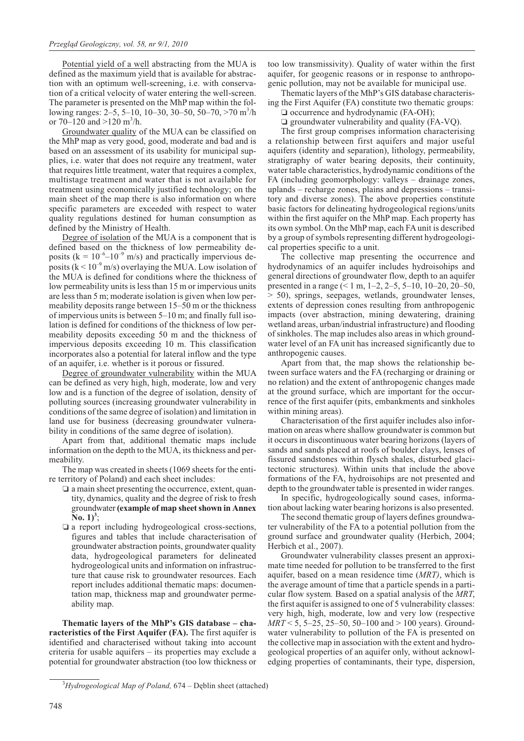Potential yield of a well abstracting from the MUA is defined as the maximum yield that is available for abstraction with an optimum well-screening, i.e. with conservation of a critical velocity of water entering the well-screen. The parameter is presented on the MhP map within the following ranges: 2–5, 5–10, 10–30, 30–50, 50–70, >70 $m^3/h$ or 70–120 and >120 $m^3/h$.

Groundwater quality of the MUA can be classified on the MhP map as very good, good, moderate and bad and is based on an assessment of its usability for municipal supplies, i.e. water that does not require any treatment, water that requires little treatment, water that requires a complex, multistage treatment and water that is not available for treatment using economically justified technology; on the main sheet of the map there is also information on where specific parameters are exceeded with respect to water quality regulations destined for human consumption as defined by the Ministry of Health.

Degree of isolation of the MUA is a component that is defined based on the thickness of low permeability deposits ($k = 10^{-6}$–$10^{-9}$ m/s) and practically impervious deposits ($k < 10^{-9}$ m/s) overlaying the MUA. Low isolation of the MUA is defined for conditions where the thickness of low permeability units is less than 15 m or impervious units are less than 5 m; moderate isolation is given when low permeability deposits range between 15–50 m or the thickness of impervious units is between 5–10 m; and finally full isolation is defined for conditions of the thickness of low permeability deposits exceeding 50 m and the thickness of impervious deposits exceeding 10 m. This classification incorporates also a potential for lateral inflow and the type of an aquifer, i.e. whether is it porous or fissured.

Degree of groundwater vulnerability within the MUA can be defined as very high, high, moderate, low and very low and is a function of the degree of isolation, density of polluting sources (increasing groundwater vulnerability in conditions of the same degree of isolation) and limitation in land use for business (decreasing groundwater vulnerability in conditions of the same degree of isolation).

Apart from that, additional thematic maps include information on the depth to the MUA, its thickness and permeability.

The map was created in sheets (1069 sheets for the entire territory of Poland) and each sheet includes:

- a main sheet presenting the occurrence, extent, quantity, dynamics, quality and the degree of risk to fresh groundwater **(example of map sheet shown in Annex No. 1)**[3];
- a report including hydrogeological cross-sections, figures and tables that include characterisation of groundwater abstraction points, groundwater quality data, hydrogeological parameters for delineated hydrogeological units and information on infrastructure that cause risk to groundwater resources. Each report includes additional thematic maps: documentation map, thickness map and groundwater permeability map.

**Thematic layers of the MhP's GIS database – characteristics of the First Aquifer (FA).** The first aquifer is identified and characterised without taking into account criteria for usable aquifers – its properties may exclude a potential for groundwater abstraction (too low thickness or too low transmissivity). Quality of water within the first aquifer, for geogenic reasons or in response to anthropogenic pollution, may not be available for municipal use.

Thematic layers of the MhP's GIS database characterising the First Aquifer (FA) constitute two thematic groups:

- occurrence and hydrodynamic (FA-OH);
- groundwater vulnerability and quality (FA-VQ).

The first group comprises information characterising a relationship between first aquifers and major useful aquifers (identity and separation), lithology, permeability, stratigraphy of water bearing deposits, their continuity, water table characteristics, hydrodynamic conditions of the FA (including geomorphology: valleys – drainage zones, uplands – recharge zones, plains and depressions – transitory and diverse zones). The above properties constitute basic factors for delineating hydrogeological regions/units within the first aquifer on the MhP map. Each property has its own symbol. On the MhP map, each FA unit is described by a group of symbols representing different hydrogeological properties specific to a unit.

The collective map presenting the occurrence and hydrodynamics of an aquifer includes hydroisohips and general directions of groundwater flow, depth to an aquifer presented in a range (< 1 m, 1–2, 2–5, 5–10, 10–20, 20–50, > 50), springs, seepages, wetlands, groundwater lenses, extents of depression cones resulting from anthropogenic impacts (over abstraction, mining dewatering, draining wetland areas, urban/industrial infrastructure) and flooding of sinkholes. The map includes also areas in which groundwater level of an FA unit has increased significantly due to anthropogenic causes.

Apart from that, the map shows the relationship between surface waters and the FA (recharging or draining or no relation) and the extent of anthropogenic changes made at the ground surface, which are important for the occurrence of the first aquifer (pits, embankments and sinkholes within mining areas).

Characterisation of the first aquifer includes also information on areas where shallow groundwater is common but it occurs in discontinuous water bearing horizons (layers of sands and sands placed at roofs of boulder clays, lenses of fissured sandstones within flysch shales, disturbed glacitectonic structures). Within units that include the above formations of the FA, hydroisohips are not presented and depth to the groundwater table is presented in wider ranges.

In specific, hydrogeologically sound cases, information about lacking water bearing horizons is also presented.

The second thematic group of layers defines groundwater vulnerability of the FA to a potential pollution from the ground surface and groundwater quality (Herbich, 2004; Herbich et al., 2007).

Groundwater vulnerability classes present an approximate time needed for pollution to be transferred to the first aquifer, based on a mean residence time (*MRT*), which is the average amount of time that a particle spends in a particular flow system. Based on a spatial analysis of the *MRT*, the first aquifer is assigned to one of 5 vulnerability classes: very high, high, moderate, low and very low (respective *MRT* < 5, 5–25, 25–50, 50–100 and > 100 years). Groundwater vulnerability to pollution of the FA is presented on the collective map in association with the extent and hydrogeological properties of an aquifer only, without acknowledging properties of contaminants, their type, dispersion,

---

[3] *Hydrogeological Map of Poland,* 674 – Dęblin sheet (attached)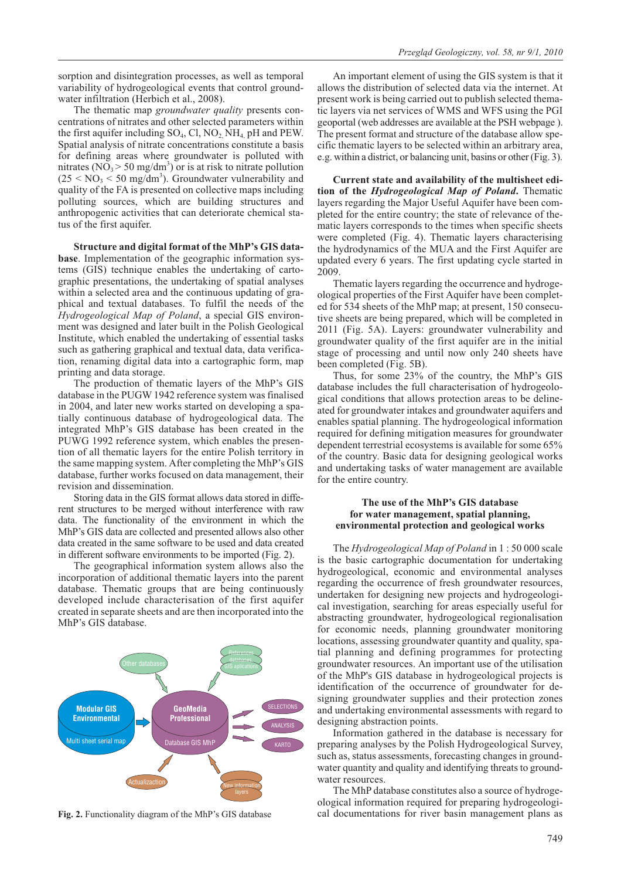sorption and disintegration processes, as well as temporal variability of hydrogeological events that control groundwater infiltration (Herbich et al., 2008).

The thematic map *groundwater quality* presents concentrations of nitrates and other selected parameters within the first aquifer including $SO_4$, Cl, $NO_2$, $NH_4$, pH and PEW. Spatial analysis of nitrate concentrations constitute a basis for defining areas where groundwater is polluted with nitrates ($NO_3 > 50$ mg/dm$^3$) or is at risk to nitrate pollution ($25 < NO_3 < 50$ mg/dm$^3$). Groundwater vulnerability and quality of the FA is presented on collective maps including polluting sources, which are building structures and anthropogenic activities that can deteriorate chemical status of the first aquifer.

**Structure and digital format of the MhP's GIS database**. Implementation of the geographic information systems (GIS) technique enables the undertaking of cartographic presentations, the undertaking of spatial analyses within a selected area and the continuous updating of graphical and textual databases. To fulfil the needs of the *Hydrogeological Map of Poland*, a special GIS environment was designed and later built in the Polish Geological Institute, which enabled the undertaking of essential tasks such as gathering graphical and textual data, data verification, renaming digital data into a cartographic form, map printing and data storage.

The production of thematic layers of the MhP's GIS database in the PUGW 1942 reference system was finalised in 2004, and later new works started on developing a spatially continuous database of hydrogeological data. The integrated MhP's GIS database has been created in the PUWG 1992 reference system, which enables the presentation of all thematic layers for the entire Polish territory in the same mapping system. After completing the MhP's GIS database, further works focused on data management, their revision and dissemination.

Storing data in the GIS format allows data stored in different structures to be merged without interference with raw data. The functionality of the environment in which the MhP's GIS data are collected and presented allows also other data created in the same software to be used and data created in different software environments to be imported (Fig. 2).

The geographical information system allows also the incorporation of additional thematic layers into the parent database. Thematic groups that are being continuously developed include characterisation of the first aquifer created in separate sheets and are then incorporated into the MhP's GIS database.

**Fig. 2.** Functionality diagram of the MhP's GIS database

An important element of using the GIS system is that it allows the distribution of selected data via the internet. At present work is being carried out to publish selected thematic layers via net services of WMS and WFS using the PGI geoportal (web addresses are available at the PSH webpage ). The present format and structure of the database allow specific thematic layers to be selected within an arbitrary area, e.g. within a district, or balancing unit, basins or other (Fig. 3).

**Current state and availability of the multisheet edition of the *Hydrogeological Map of Poland*.** Thematic layers regarding the Major Useful Aquifer have been completed for the entire country; the state of relevance of thematic layers corresponds to the times when specific sheets were completed (Fig. 4). Thematic layers characterising the hydrodynamics of the MUA and the First Aquifer are updated every 6 years. The first updating cycle started in 2009.

Thematic layers regarding the occurrence and hydrogeological properties of the First Aquifer have been completed for 534 sheets of the MhP map; at present, 150 consecutive sheets are being prepared, which will be completed in 2011 (Fig. 5A). Layers: groundwater vulnerability and groundwater quality of the first aquifer are in the initial stage of processing and until now only 240 sheets have been completed (Fig. 5B).

Thus, for some 23% of the country, the MhP's GIS database includes the full characterisation of hydrogeological conditions that allows protection areas to be delineated for groundwater intakes and groundwater aquifers and enables spatial planning. The hydrogeological information required for defining mitigation measures for groundwater dependent terrestrial ecosystems is available for some 65% of the country. Basic data for designing geological works and undertaking tasks of water management are available for the entire country.

## The use of the MhP's GIS database for water management, spatial planning, environmental protection and geological works

The *Hydrogeological Map of Poland* in 1 : 50 000 scale is the basic cartographic documentation for undertaking hydrogeological, economic and environmental analyses regarding the occurrence of fresh groundwater resources, undertaken for designing new projects and hydrogeological investigation, searching for areas especially useful for abstracting groundwater, hydrogeological regionalisation for economic needs, planning groundwater monitoring locations, assessing groundwater quantity and quality, spatial planning and defining programmes for protecting groundwater resources. An important use of the utilisation of the MhP's GIS database in hydrogeological projects is identification of the occurrence of groundwater for designing groundwater supplies and their protection zones and undertaking environmental assessments with regard to designing abstraction points.

Information gathered in the database is necessary for preparing analyses by the Polish Hydrogeological Survey, such as, status assessments, forecasting changes in groundwater quantity and quality and identifying threats to groundwater resources.

The MhP database constitutes also a source of hydrogeological information required for preparing hydrogeological documentations for river basin management plans as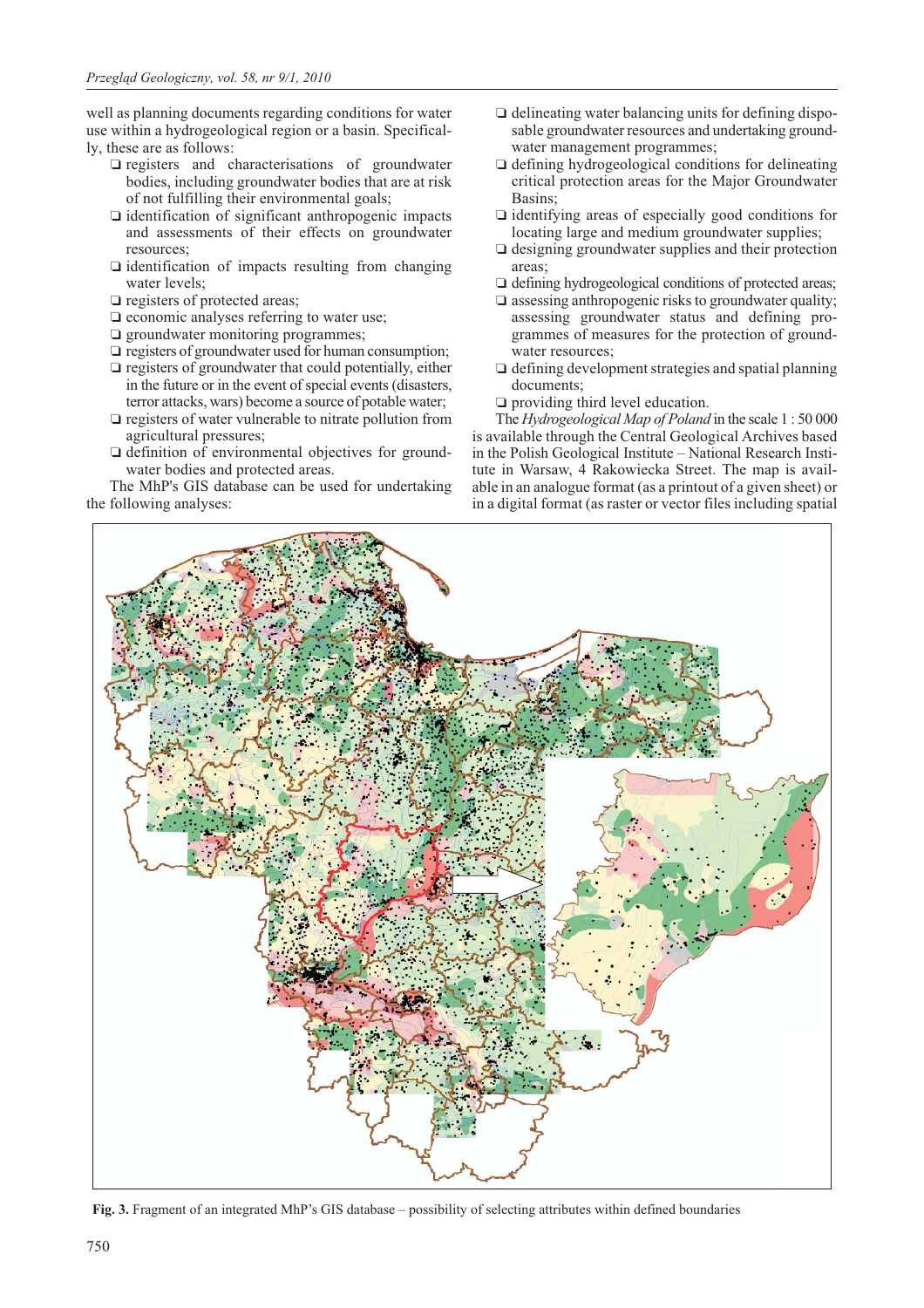well as planning documents regarding conditions for water use within a hydrogeological region or a basin. Specifically, these are as follows:

- registers and characterisations of groundwater bodies, including groundwater bodies that are at risk of not fulfilling their environmental goals;
- identification of significant anthropogenic impacts and assessments of their effects on groundwater resources;
- identification of impacts resulting from changing water levels;
- registers of protected areas;
- economic analyses referring to water use;
- groundwater monitoring programmes;
- registers of groundwater used for human consumption;
- registers of groundwater that could potentially, either in the future or in the event of special events (disasters, terror attacks, wars) become a source of potable water;
- registers of water vulnerable to nitrate pollution from agricultural pressures;
- definition of environmental objectives for groundwater bodies and protected areas.

The MhP's GIS database can be used for undertaking the following analyses:

- delineating water balancing units for defining disposable groundwater resources and undertaking groundwater management programmes;
- defining hydrogeological conditions for delineating critical protection areas for the Major Groundwater Basins;
- identifying areas of especially good conditions for locating large and medium groundwater supplies;
- designing groundwater supplies and their protection areas;
- defining hydrogeological conditions of protected areas;
- assessing anthropogenic risks to groundwater quality; assessing groundwater status and defining programmes of measures for the protection of groundwater resources;
- defining development strategies and spatial planning documents;
- providing third level education.

The *Hydrogeological Map of Poland* in the scale 1 : 50 000 is available through the Central Geological Archives based in the Polish Geological Institute – National Research Institute in Warsaw, 4 Rakowiecka Street. The map is available in an analogue format (as a printout of a given sheet) or in a digital format (as raster or vector files including spatial

**Fig. 3.** Fragment of an integrated MhP's GIS database – possibility of selecting attributes within defined boundaries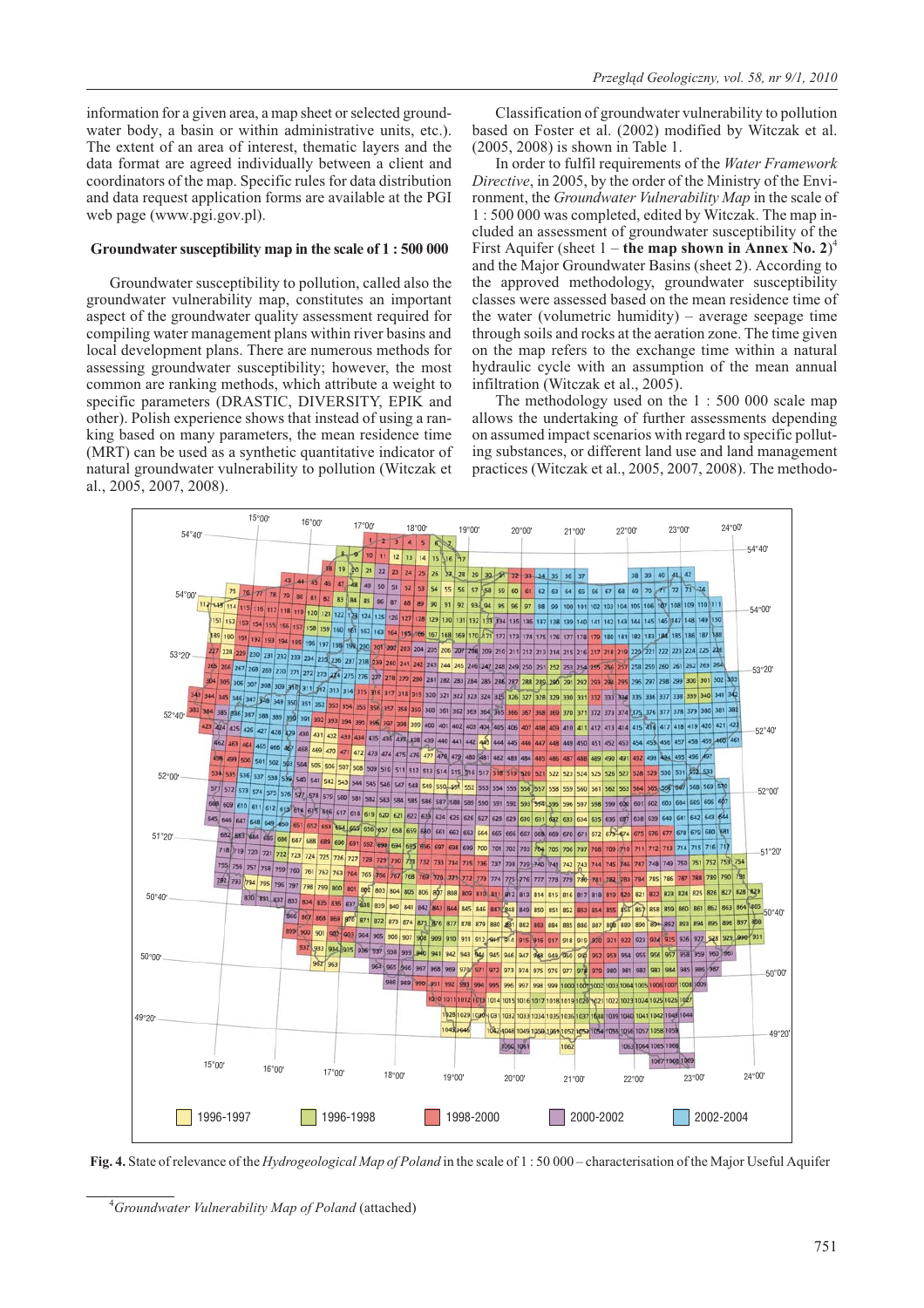information for a given area, a map sheet or selected groundwater body, a basin or within administrative units, etc.). The extent of an area of interest, thematic layers and the data format are agreed individually between a client and coordinators of the map. Specific rules for data distribution and data request application forms are available at the PGI web page (www.pgi.gov.pl).

### Groundwater susceptibility map in the scale of 1 : 500 000

Groundwater susceptibility to pollution, called also the groundwater vulnerability map, constitutes an important aspect of the groundwater quality assessment required for compiling water management plans within river basins and local development plans. There are numerous methods for assessing groundwater susceptibility; however, the most common are ranking methods, which attribute a weight to specific parameters (DRASTIC, DIVERSITY, EPIK and other). Polish experience shows that instead of using a ranking based on many parameters, the mean residence time (MRT) can be used as a synthetic quantitative indicator of natural groundwater vulnerability to pollution (Witczak et al., 2005, 2007, 2008).

Classification of groundwater vulnerability to pollution based on Foster et al. (2002) modified by Witczak et al. (2005, 2008) is shown in Table 1.

In order to fulfil requirements of the *Water Framework Directive*, in 2005, by the order of the Ministry of the Environment, the *Groundwater Vulnerability Map* in the scale of 1 : 500 000 was completed, edited by Witczak. The map included an assessment of groundwater susceptibility of the First Aquifer (sheet 1 – **the map shown in Annex No. 2**)[4] and the Major Groundwater Basins (sheet 2). According to the approved methodology, groundwater susceptibility classes were assessed based on the mean residence time of the water (volumetric humidity) – average seepage time through soils and rocks at the aeration zone. The time given on the map refers to the exchange time within a natural hydraulic cycle with an assumption of the mean annual infiltration (Witczak et al., 2005).

The methodology used on the 1 : 500 000 scale map allows the undertaking of further assessments depending on assumed impact scenarios with regard to specific polluting substances, or different land use and land management practices (Witczak et al., 2005, 2007, 2008). The methodo-

**Fig. 4.** State of relevance of the *Hydrogeological Map of Poland* in the scale of 1 : 50 000 – characterisation of the Major Useful Aquifer

[4] *Groundwater Vulnerability Map of Poland* (attached)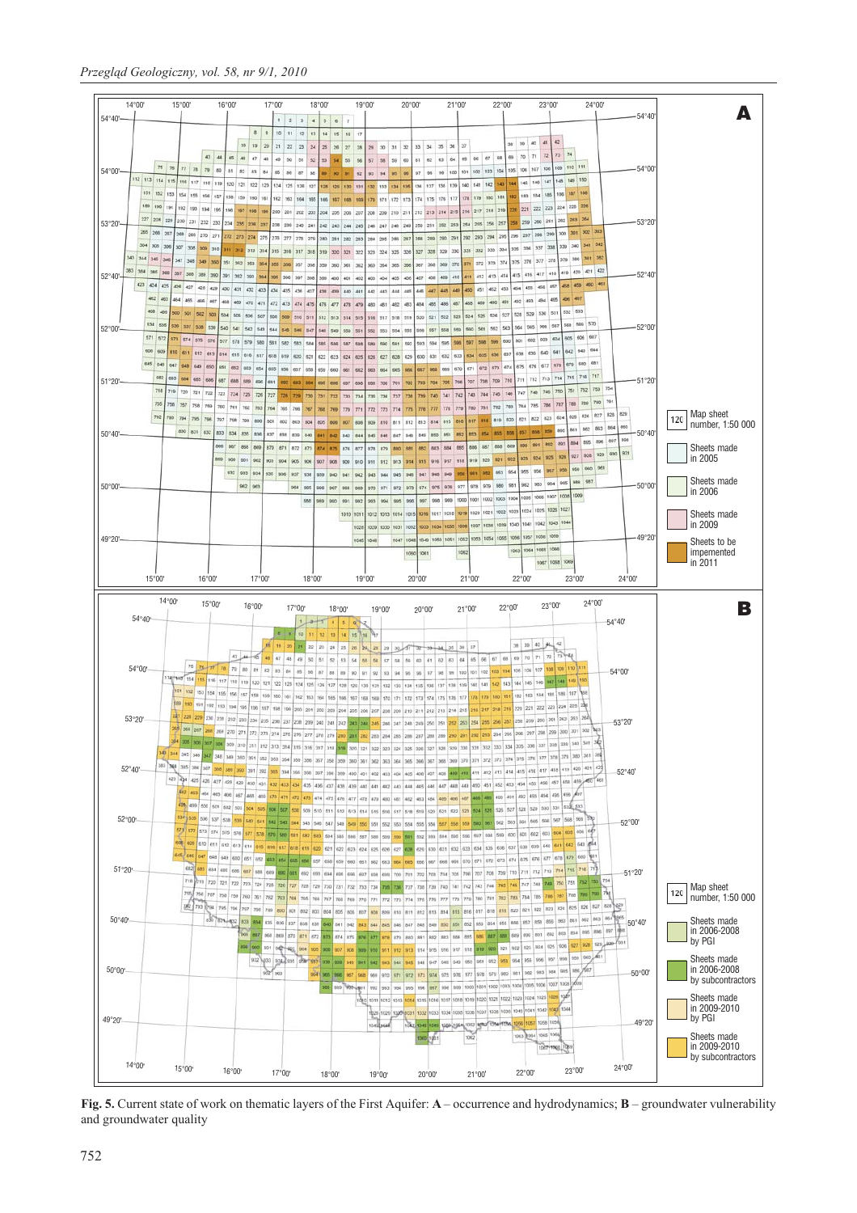**Fig. 5.** Current state of work on thematic layers of the First Aquifer: **A** – occurrence and hydrodynamics; **B** – groundwater vulnerability and groundwater quality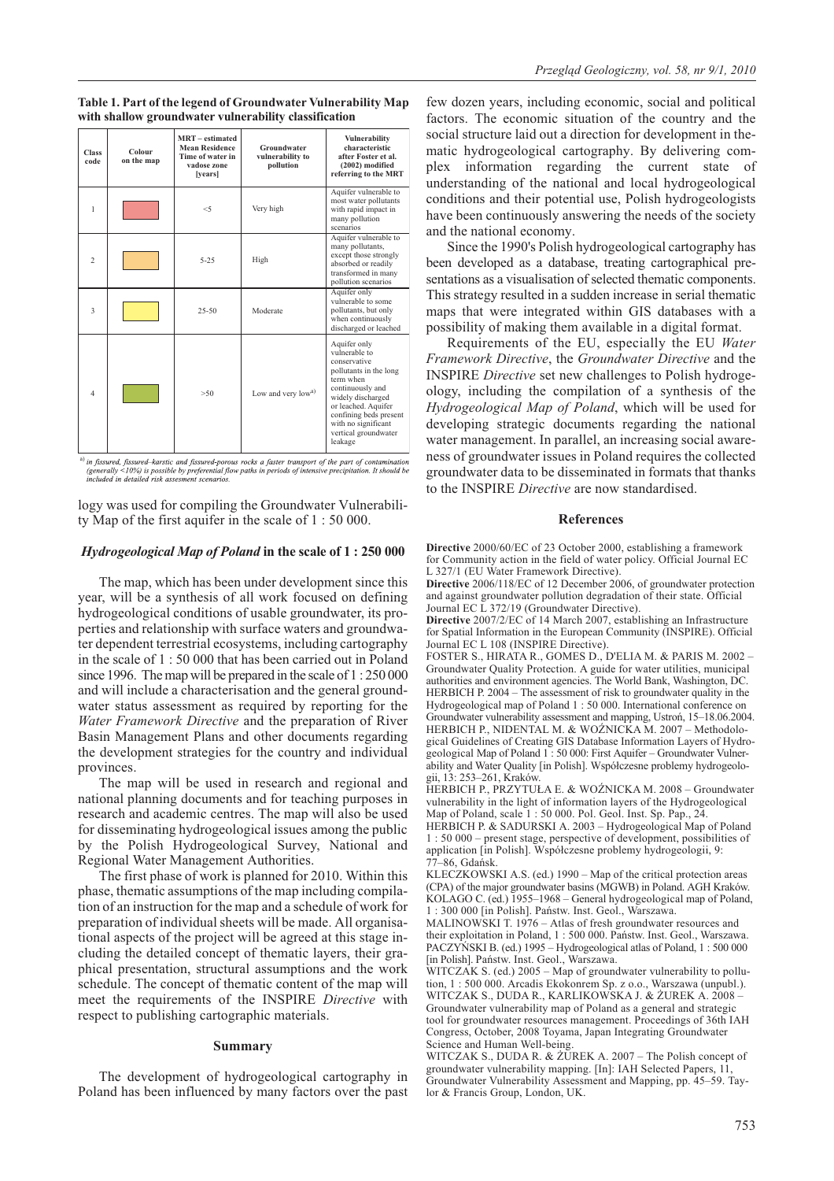**Table 1. Part of the legend of Groundwater Vulnerability Map with shallow groundwater vulnerability classification**

| Class code | Colour on the map | MRT – estimated Mean Residence Time of water in vadose zone [years] | Groundwater vulnerability to pollution | Vulnerability characteristic after Foster et al. (2002) modified referring to the MRT |
|---|---|---|---|---|
| 1 | | <5 | Very high | Aquifer vulnerable to most water pollutants with rapid impact in many pollution scenarios |
| 2 | | 5-25 | High | Aquifer vulnerable to many pollutants, except those strongly absorbed or readily transformed in many pollution scenarios |
| 3 | | 25-50 | Moderate | Aquifer only vulnerable to some pollutants, but only when continuously discharged or leached |
| 4 | | >50 | Low and very low[a)] | Aquifer only vulnerable to conservative pollutants in the long term when continuously and widely discharged or leached. Aquifer confining beds present with no significant vertical groundwater leakage |

[a)] *in fissured, fissured–karstic and fissured-porous rocks a faster transport of the part of contamination (generally <10%) is possible by preferential flow paths in periods of intensive precipitation. It should be included in detailed risk assesment scenarios.*

logy was used for compiling the Groundwater Vulnerability Map of the first aquifer in the scale of 1 : 50 000.

### *Hydrogeological Map of Poland* in the scale of 1 : 250 000

The map, which has been under development since this year, will be a synthesis of all work focused on defining hydrogeological conditions of usable groundwater, its properties and relationship with surface waters and groundwater dependent terrestrial ecosystems, including cartography in the scale of 1 : 50 000 that has been carried out in Poland since 1996. The map will be prepared in the scale of 1 : 250 000 and will include a characterisation and the general groundwater status assessment as required by reporting for the *Water Framework Directive* and the preparation of River Basin Management Plans and other documents regarding the development strategies for the country and individual provinces.

The map will be used in research and regional and national planning documents and for teaching purposes in research and academic centres. The map will also be used for disseminating hydrogeological issues among the public by the Polish Hydrogeological Survey, National and Regional Water Management Authorities.

The first phase of work is planned for 2010. Within this phase, thematic assumptions of the map including compilation of an instruction for the map and a schedule of work for preparation of individual sheets will be made. All organisational aspects of the project will be agreed at this stage including the detailed concept of thematic layers, their graphical presentation, structural assumptions and the work schedule. The concept of thematic content of the map will meet the requirements of the INSPIRE *Directive* with respect to publishing cartographic materials.

## Summary

The development of hydrogeological cartography in Poland has been influenced by many factors over the past few dozen years, including economic, social and political factors. The economic situation of the country and the social structure laid out a direction for development in thematic hydrogeological cartography. By delivering complex information regarding the current state of understanding of the national and local hydrogeological conditions and their potential use, Polish hydrogeologists have been continuously answering the needs of the society and the national economy.

Since the 1990's Polish hydrogeological cartography has been developed as a database, treating cartographical presentations as a visualisation of selected thematic components. This strategy resulted in a sudden increase in serial thematic maps that were integrated within GIS databases with a possibility of making them available in a digital format.

Requirements of the EU, especially the EU *Water Framework Directive*, the *Groundwater Directive* and the INSPIRE *Directive* set new challenges to Polish hydrogeology, including the compilation of a synthesis of the *Hydrogeological Map of Poland*, which will be used for developing strategic documents regarding the national water management. In parallel, an increasing social awareness of groundwater issues in Poland requires the collected groundwater data to be disseminated in formats that thanks to the INSPIRE *Directive* are now standardised.

## References

**Directive** 2000/60/EC of 23 October 2000, establishing a framework for Community action in the field of water policy. Official Journal EC L 327/1 (EU Water Framework Directive).

**Directive** 2006/118/EC of 12 December 2006, of groundwater protection and against groundwater pollution degradation of their state. Official Journal EC L 372/19 (Groundwater Directive).

**Directive** 2007/2/EC of 14 March 2007, establishing an Infrastructure for Spatial Information in the European Community (INSPIRE). Official Journal EC L 108 (INSPIRE Directive).

FOSTER S., HIRATA R., GOMES D., D'ELIA M. & PARIS M. 2002 – Groundwater Quality Protection. A guide for water utilities, municipal authorities and environment agencies. The World Bank, Washington, DC.

HERBICH P. 2004 – The assessment of risk to groundwater quality in the Hydrogeological map of Poland 1 : 50 000. International conference on Groundwater vulnerability assessment and mapping, Ustroń, 15–18.06.2004.

HERBICH P., NIDENTAL M. & WOŹNICKA M. 2007 – Methodological Guidelines of Creating GIS Database Information Layers of Hydrogeological Map of Poland 1 : 50 000: First Aquifer – Groundwater Vulnerability and Water Quality [in Polish]. Współczesne problemy hydrogeologii, 13: 253–261, Kraków.

HERBICH P., PRZYTUŁA E. & WOŹNICKA M. 2008 – Groundwater vulnerability in the light of information layers of the Hydrogeological Map of Poland, scale 1 : 50 000. Pol. Geol. Inst. Sp. Pap., 24.

HERBICH P. & SADURSKI A. 2003 – Hydrogeological Map of Poland 1 : 50 000 – present stage, perspective of development, possibilities of application [in Polish]. Współczesne problemy hydrogeologii, 9: 77–86, Gdańsk.

KLECZKOWSKI A.S. (ed.) 1990 – Map of the critical protection areas (CPA) of the major groundwater basins (MGWB) in Poland. AGH Kraków.

KOLAGO C. (ed.) 1955–1968 – General hydrogeological map of Poland, 1 : 300 000 [in Polish]. Państw. Inst. Geol., Warszawa.

MALINOWSKI T. 1976 – Atlas of fresh groundwater resources and their exploitation in Poland, 1 : 500 000. Państw. Inst. Geol., Warszawa.

PACZYŃSKI B. (ed.) 1995 – Hydrogeological atlas of Poland, 1 : 500 000 [in Polish]. Państw. Inst. Geol., Warszawa.

WITCZAK S. (ed.) 2005 – Map of groundwater vulnerability to pollution, 1 : 500 000. Arcadis Ekokonrem Sp. z o.o., Warszawa (unpubl.).

WITCZAK S., DUDA R., KARLIKOWSKA J. & ŻUREK A. 2008 – Groundwater vulnerability map of Poland as a general and strategic tool for groundwater resources management. Proceedings of 36th IAH Congress, October, 2008 Toyama, Japan Integrating Groundwater Science and Human Well-being.

WITCZAK S., DUDA R. & ŻUREK A. 2007 – The Polish concept of groundwater vulnerability mapping. [In]: IAH Selected Papers, 11, Groundwater Vulnerability Assessment and Mapping, pp. 45–59. Taylor & Francis Group, London, UK.